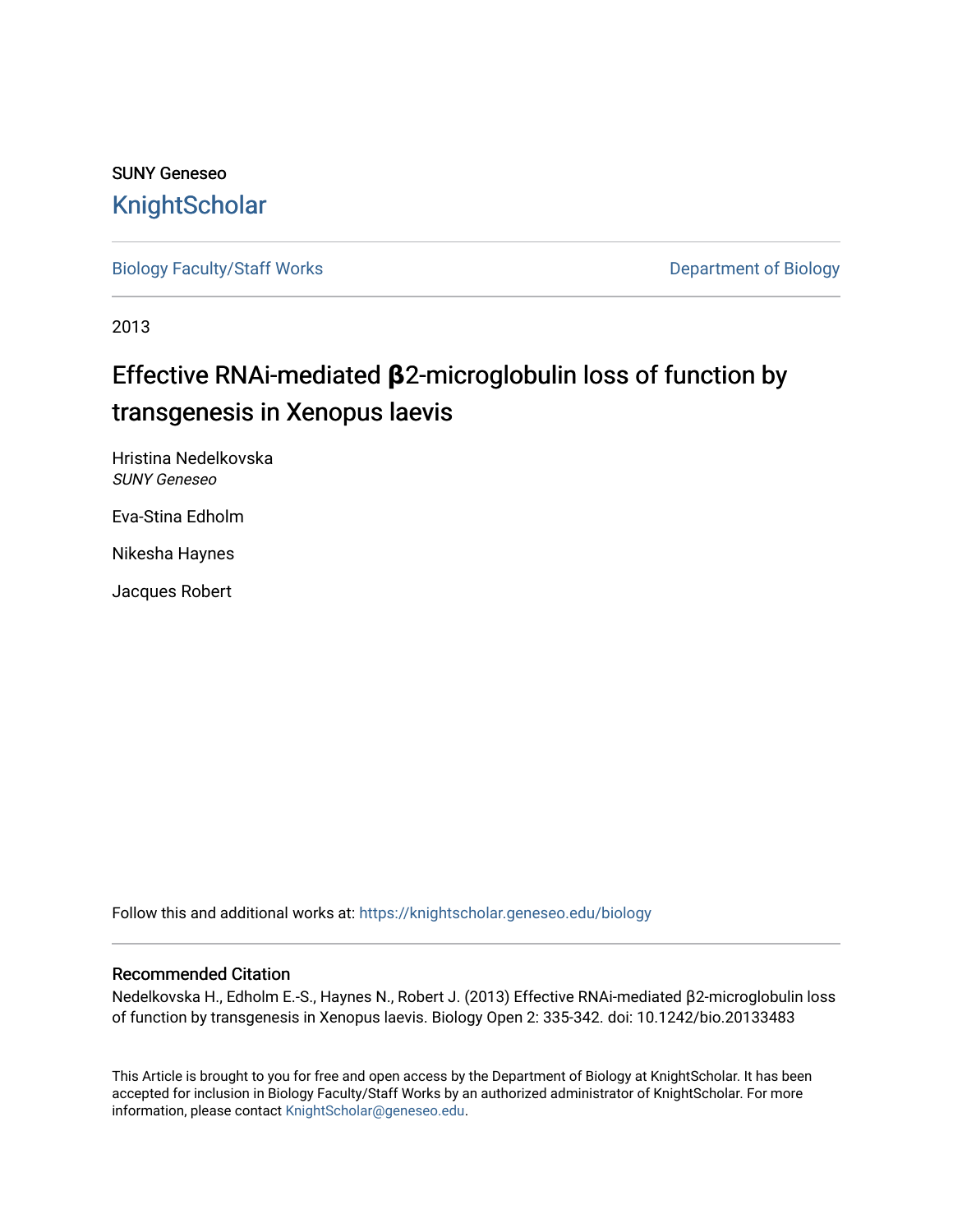SUNY Geneseo

KnightScholar

Biology Faculty/Staff Works

Department of Biology

2013

# Effective RNAi-mediated **β**2-microglobulin loss of function by transgenesis in Xenopus laevis

Hristina Nedelkovska
*SUNY Geneseo*

Eva-Stina Edholm

Nikesha Haynes

Jacques Robert

Follow this and additional works at: https://knightscholar.geneseo.edu/biology

## Recommended Citation

Nedelkovska H., Edholm E.-S., Haynes N., Robert J. (2013) Effective RNAi-mediated β2-microglobulin loss of function by transgenesis in Xenopus laevis. Biology Open 2: 335-342. doi: 10.1242/bio.20133483

This Article is brought to you for free and open access by the Department of Biology at KnightScholar. It has been accepted for inclusion in Biology Faculty/Staff Works by an authorized administrator of KnightScholar. For more information, please contact KnightScholar@geneseo.edu.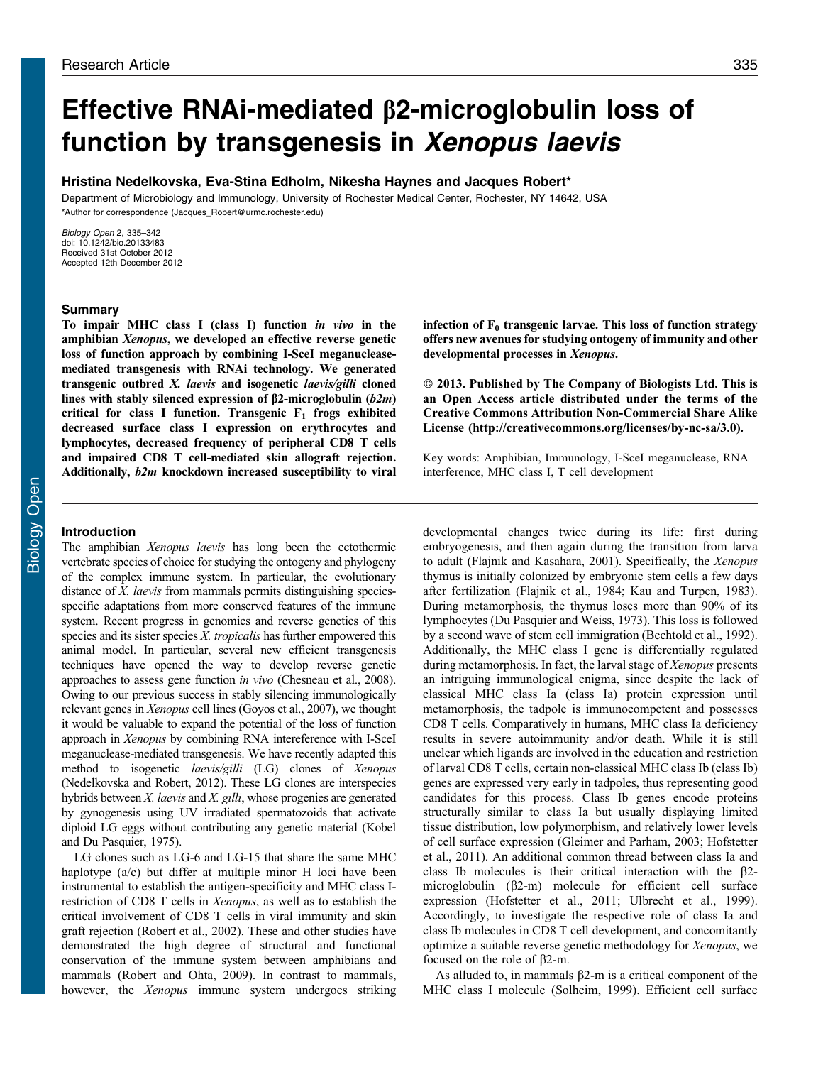# Effective RNAi-mediated β2-microglobulin loss of function by transgenesis in *Xenopus laevis*

**Hristina Nedelkovska, Eva-Stina Edholm, Nikesha Haynes and Jacques Robert***

Department of Microbiology and Immunology, University of Rochester Medical Center, Rochester, NY 14642, USA

*Author for correspondence (Jacques_Robert@urmc.rochester.edu)

*Biology Open* 2, 335–342
doi: 10.1242/bio.20133483
Received 31st October 2012
Accepted 12th December 2012

## Summary

**To impair MHC class I (class I) function *in vivo* in the amphibian *Xenopus*, we developed an effective reverse genetic loss of function approach by combining I-SceI meganuclease-mediated transgenesis with RNAi technology. We generated transgenic outbred *X. laevis* and isogenetic *laevis/gilli* cloned lines with stably silenced expression of β2-microglobulin (*b2m*) critical for class I function. Transgenic $F_1$ frogs exhibited decreased surface class I expression on erythrocytes and lymphocytes, decreased frequency of peripheral CD8 T cells and impaired CD8 T cell-mediated skin allograft rejection. Additionally, *b2m* knockdown increased susceptibility to viral infection of $F_0$ transgenic larvae. This loss of function strategy offers new avenues for studying ontogeny of immunity and other developmental processes in *Xenopus*.**

**© 2013. Published by The Company of Biologists Ltd. This is an Open Access article distributed under the terms of the Creative Commons Attribution Non-Commercial Share Alike License (http://creativecommons.org/licenses/by-nc-sa/3.0).**

Key words: Amphibian, Immunology, I-SceI meganuclease, RNA interference, MHC class I, T cell development

## Introduction

The amphibian *Xenopus laevis* has long been the ectothermic vertebrate species of choice for studying the ontogeny and phylogeny of the complex immune system. In particular, the evolutionary distance of *X. laevis* from mammals permits distinguishing species-specific adaptations from more conserved features of the immune system. Recent progress in genomics and reverse genetics of this species and its sister species *X. tropicalis* has further empowered this animal model. In particular, several new efficient transgenesis techniques have opened the way to develop reverse genetic approaches to assess gene function *in vivo* (Chesneau et al., 2008). Owing to our previous success in stably silencing immunologically relevant genes in *Xenopus* cell lines (Goyos et al., 2007), we thought it would be valuable to expand the potential of the loss of function approach in *Xenopus* by combining RNA intereference with I-SceI meganuclease-mediated transgenesis. We have recently adapted this method to isogenetic *laevis/gilli* (LG) clones of *Xenopus* (Nedelkovska and Robert, 2012). These LG clones are interspecies hybrids between *X. laevis* and *X. gilli*, whose progenies are generated by gynogenesis using UV irradiated spermatozoids that activate diploid LG eggs without contributing any genetic material (Kobel and Du Pasquier, 1975).

LG clones such as LG-6 and LG-15 that share the same MHC haplotype (a/c) but differ at multiple minor H loci have been instrumental to establish the antigen-specificity and MHC class I-restriction of CD8 T cells in *Xenopus*, as well as to establish the critical involvement of CD8 T cells in viral immunity and skin graft rejection (Robert et al., 2002). These and other studies have demonstrated the high degree of structural and functional conservation of the immune system between amphibians and mammals (Robert and Ohta, 2009). In contrast to mammals, however, the *Xenopus* immune system undergoes striking developmental changes twice during its life: first during embryogenesis, and then again during the transition from larva to adult (Flajnik and Kasahara, 2001). Specifically, the *Xenopus* thymus is initially colonized by embryonic stem cells a few days after fertilization (Flajnik et al., 1984; Kau and Turpen, 1983). During metamorphosis, the thymus loses more than 90% of its lymphocytes (Du Pasquier and Weiss, 1973). This loss is followed by a second wave of stem cell immigration (Bechtold et al., 1992). Additionally, the MHC class I gene is differentially regulated during metamorphosis. In fact, the larval stage of *Xenopus* presents an intriguing immunological enigma, since despite the lack of classical MHC class Ia (class Ia) protein expression until metamorphosis, the tadpole is immunocompetent and possesses CD8 T cells. Comparatively in humans, MHC class Ia deficiency results in severe autoimmunity and/or death. While it is still unclear which ligands are involved in the education and restriction of larval CD8 T cells, certain non-classical MHC class Ib (class Ib) genes are expressed very early in tadpoles, thus representing good candidates for this process. Class Ib genes encode proteins structurally similar to class Ia but usually displaying limited tissue distribution, low polymorphism, and relatively lower levels of cell surface expression (Gleimer and Parham, 2003; Hofstetter et al., 2011). An additional common thread between class Ia and class Ib molecules is their critical interaction with the β2-microglobulin (β2-m) molecule for efficient cell surface expression (Hofstetter et al., 2011; Ulbrecht et al., 1999). Accordingly, to investigate the respective role of class Ia and class Ib molecules in CD8 T cell development, and concomitantly optimize a suitable reverse genetic methodology for *Xenopus*, we focused on the role of β2-m.

As alluded to, in mammals β2-m is a critical component of the MHC class I molecule (Solheim, 1999). Efficient cell surface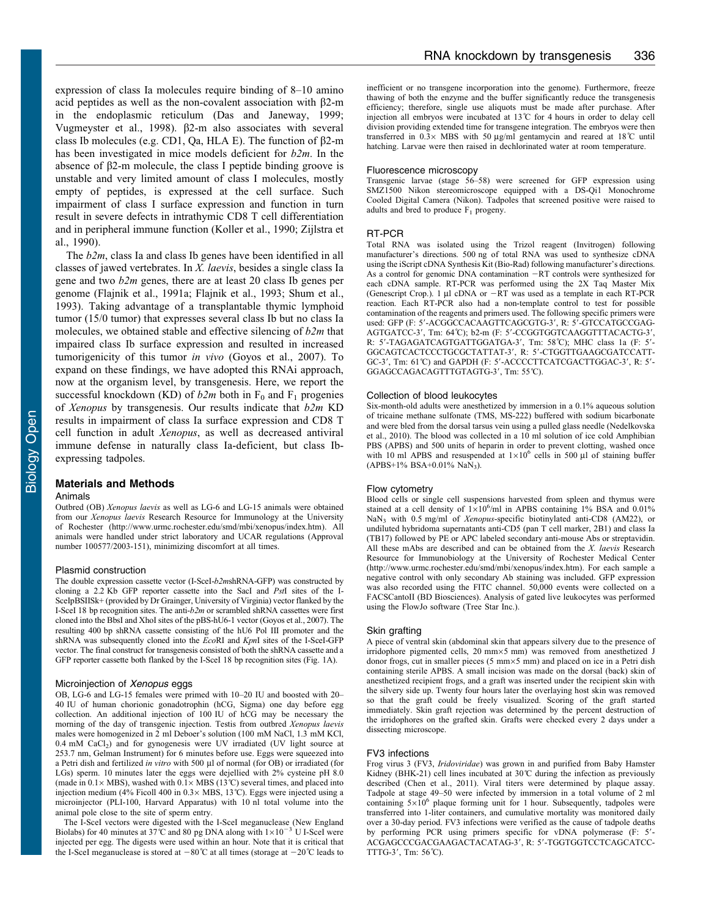expression of class Ia molecules require binding of 8–10 amino acid peptides as well as the non-covalent association with β2-m in the endoplasmic reticulum (Das and Janeway, 1999; Vugmeyster et al., 1998). β2-m also associates with several class Ib molecules (e.g. CD1, Qa, HLA E). The function of β2-m has been investigated in mice models deficient for *b2m*. In the absence of β2-m molecule, the class I peptide binding groove is unstable and very limited amount of class I molecules, mostly empty of peptides, is expressed at the cell surface. Such impairment of class I surface expression and function in turn result in severe defects in intrathymic CD8 T cell differentiation and in peripheral immune function (Koller et al., 1990; Zijlstra et al., 1990).

The *b2m*, class Ia and class Ib genes have been identified in all classes of jawed vertebrates. In *X. laevis*, besides a single class Ia gene and two *b2m* genes, there are at least 20 class Ib genes per genome (Flajnik et al., 1991a; Flajnik et al., 1993; Shum et al., 1993). Taking advantage of a transplantable thymic lymphoid tumor (15/0 tumor) that expresses several class Ib but no class Ia molecules, we obtained stable and effective silencing of *b2m* that impaired class Ib surface expression and resulted in increased tumorigenicity of this tumor *in vivo* (Goyos et al., 2007). To expand on these findings, we have adopted this RNAi approach, now at the organism level, by transgenesis. Here, we report the successful knockdown (KD) of *b2m* both in $F_0$ and $F_1$ progenies of *Xenopus* by transgenesis. Our results indicate that *b2m* KD results in impairment of class Ia surface expression and CD8 T cell function in adult *Xenopus*, as well as decreased antiviral immune defense in naturally class Ia-deficient, but class Ib-expressing tadpoles.

## Materials and Methods

### Animals

Outbred (OB) *Xenopus laevis* as well as LG-6 and LG-15 animals were obtained from our *Xenopus laevis* Research Resource for Immunology at the University of Rochester (http://www.urmc.rochester.edu/smd/mbi/xenopus/index.htm). All animals were handled under strict laboratory and UCAR regulations (Approval number 100577/2003-151), minimizing discomfort at all times.

### Plasmid construction

The double expression cassette vector (I-SceI-*b2m*shRNA-GFP) was constructed by cloning a 2.2 Kb GFP reporter cassette into the SacI and *Pst*I sites of the I-SceIpBSIISk+ (provided by Dr Grainger, University of Virginia) vector flanked by the I-SceI 18 bp recognition sites. The anti-*b2m* or scrambled shRNA cassettes were first cloned into the BbsI and XhoI sites of the pBS-hU6-1 vector (Goyos et al., 2007). The resulting 400 bp shRNA cassette consisting of the hU6 Pol III promoter and the shRNA was subsequently cloned into the *Eco*RI and *Kpn*I sites of the I-SceI-GFP vector. The final construct for transgenesis consisted of both the shRNA cassette and a GFP reporter cassette both flanked by the I-SceI 18 bp recognition sites (Fig. 1A).

### Microinjection of *Xenopus* eggs

OB, LG-6 and LG-15 females were primed with 10–20 IU and boosted with 20–40 IU of human chorionic gonadotrophin (hCG, Sigma) one day before egg collection. An additional injection of 100 IU of hCG may be necessary the morning of the day of transgenic injection. Testis from outbred *Xenopus laevis* males were homogenized in 2 ml Deboer's solution (100 mM NaCl, 1.3 mM KCl, 0.4 mM $CaCl_2$) and for gynogenesis were UV irradiated (UV light source at 253.7 nm, Gelman Instrument) for 6 minutes before use. Eggs were squeezed into a Petri dish and fertilized *in vitro* with 500 µl of normal (for OB) or irradiated (for LGs) sperm. 10 minutes later the eggs were dejellied with 2% cysteine pH 8.0 (made in 0.1× MBS), washed with 0.1× MBS (13℃) several times, and placed into injection medium (4% Ficoll 400 in 0.3× MBS, 13℃). Eggs were injected using a microinjector (PLI-100, Harvard Apparatus) with 10 nl total volume into the animal pole close to the site of sperm entry.

The I-SceI vectors were digested with the I-SceI meganuclease (New England Biolabs) for 40 minutes at 37℃ and 80 pg DNA along with $1\times10^{-3}$ U I-SceI were injected per egg. The digests were used within an hour. Note that it is critical that the I-SceI meganuclease is stored at −80℃ at all times (storage at −20℃ leads to inefficient or no transgene incorporation into the genome). Furthermore, freeze thawing of both the enzyme and the buffer significantly reduce the transgenesis efficiency; therefore, single use aliquots must be made after purchase. After injection all embryos were incubated at 13℃ for 4 hours in order to delay cell division providing extended time for transgene integration. The embryos were then transferred in 0.3× MBS with 50 µg/ml gentamycin and reared at 18℃ until hatching. Larvae were then raised in dechlorinated water at room temperature.

### Fluorescence microscopy

Transgenic larvae (stage 56–58) were screened for GFP expression using SMZ1500 Nikon stereomicroscope equipped with a DS-Qi1 Monochrome Cooled Digital Camera (Nikon). Tadpoles that screened positive were raised to adults and bred to produce $F_1$ progeny.

### RT-PCR

Total RNA was isolated using the Trizol reagent (Invitrogen) following manufacturer's directions. 500 ng of total RNA was used to synthesize cDNA using the iScript cDNA Synthesis Kit (Bio-Rad) following manufacturer's directions. As a control for genomic DNA contamination −RT controls were synthesized for each cDNA sample. RT-PCR was performed using the 2X Taq Master Mix (Genescript Crop.). 1 µl cDNA or −RT was used as a template in each RT-PCR reaction. Each RT-PCR also had a non-template control to test for possible contamination of the reagents and primers used. The following specific primers were used: GFP (F: 5′-ACGGCCACAAGTTCAGCGTG-3′, R: 5′-GTCCATGCCGAG-AGTGATCC-3′, Tm: 64℃); b2-m (F: 5′-CCGGTGGTCAAGGTTTACACTG-3′, R: 5′-TAGAGATCAGTGATTGGATGA-3′, Tm: 58℃); MHC class 1a (F: 5′-GGCAGTCACTCCCTGCGCTATTAT-3′, R: 5′-CTGGTTGAAGCGATCCATT-GC-3′, Tm: 61℃) and GAPDH (F: 5′-ACCCCTTCATCGACTTGGAC-3′, R: 5′-GGAGCCAGACAGTTTGTAGTG-3′, Tm: 55℃).

### Collection of blood leukocytes

Six-month-old adults were anesthetized by immersion in a 0.1% aqueous solution of tricaine methane sulfonate (TMS, MS-222) buffered with sodium bicarbonate and were bled from the dorsal tarsus vein using a pulled glass needle (Nedelkovska et al., 2010). The blood was collected in a 10 ml solution of ice cold Amphibian PBS (APBS) and 500 units of heparin in order to prevent clotting, washed once with 10 ml APBS and resuspended at $1\times10^6$ cells in 500 µl of staining buffer (APBS+1% BSA+0.01% $NaN_3$).

### Flow cytometry

Blood cells or single cell suspensions harvested from spleen and thymus were stained at a cell density of $1\times10^6$/ml in APBS containing 1% BSA and 0.01% $NaN_3$ with 0.5 mg/ml of *Xenopus*-specific biotinylated anti-CD8 (AM22), or undiluted hybridoma supernatants anti-CD5 (pan T cell marker, 2B1) and class Ia (TB17) followed by PE or APC labeled secondary anti-mouse Abs or streptavidin. All these mAbs are described and can be obtained from the *X. laevis* Research Resource for Immunobiology at the University of Rochester Medical Center (http://www.urmc.rochester.edu/smd/mbi/xenopus/index.htm). For each sample a negative control with only secondary Ab staining was included. GFP expression was also recorded using the FITC channel. 50,000 events were collected on a FACSCantoII (BD Biosciences). Analysis of gated live leukocytes was performed using the FlowJo software (Tree Star Inc.).

### Skin grafting

A piece of ventral skin (abdominal skin that appears silvery due to the presence of irridophore pigmented cells, 20 mm×5 mm) was removed from anesthetized J donor frogs, cut in smaller pieces (5 mm×5 mm) and placed on ice in a Petri dish containing sterile APBS. A small incision was made on the dorsal (back) skin of anesthetized recipient frogs, and a graft was inserted under the recipient skin with the silvery side up. Twenty four hours later the overlaying host skin was removed so that the graft could be freely visualized. Scoring of the graft started immediately. Skin graft rejection was determined by the percent destruction of the irridophores on the grafted skin. Grafts were checked every 2 days under a dissecting microscope.

### FV3 infections

Frog virus 3 (FV3, *Iridoviridae*) was grown in and purified from Baby Hamster Kidney (BHK-21) cell lines incubated at 30℃ during the infection as previously described (Chen et al., 2011). Viral titers were determined by plaque assay. Tadpole at stage 49–50 were infected by immersion in a total volume of 2 ml containing $5\times10^6$ plaque forming unit for 1 hour. Subsequently, tadpoles were transferred into 1-liter containers, and cumulative mortality was monitored daily over a 30-day period. FV3 infections were verified as the cause of tadpole deaths by performing PCR using primers specific for vDNA polymerase (F: 5′-ACGAGCCCGACGAAGACTACATAG-3′, R: 5′-TGGTGGTCCTCAGCATCC-TTTG-3′, Tm: 56℃).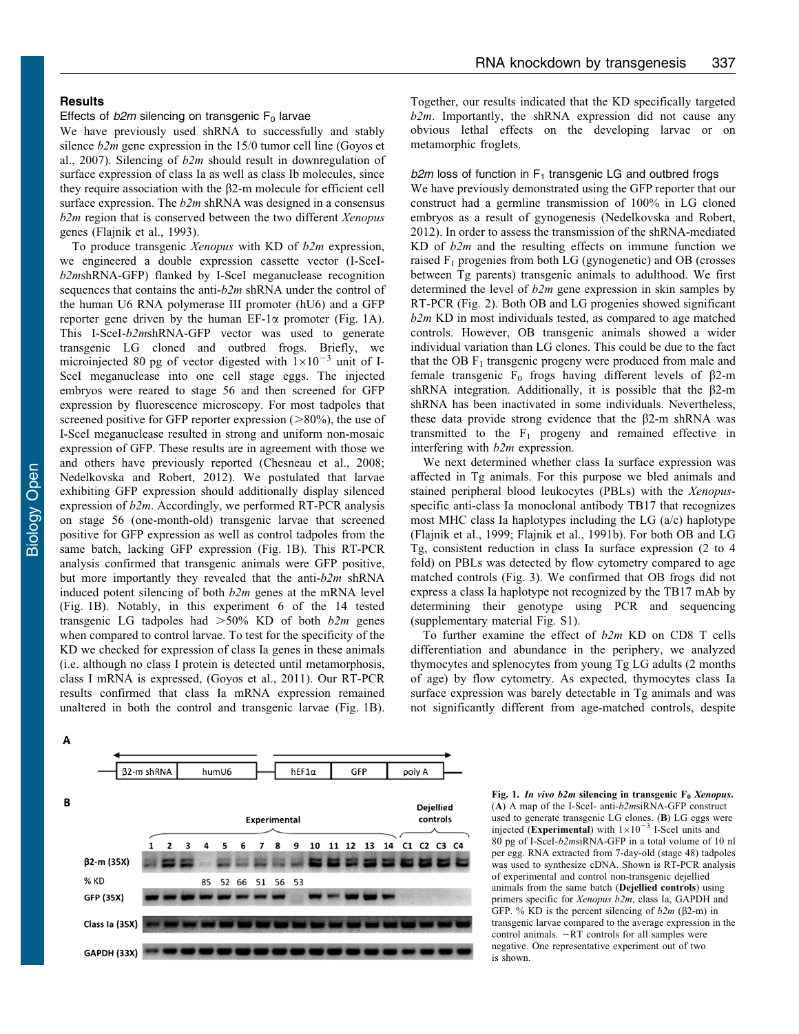## Results

### Effects of *b2m* silencing on transgenic $F_0$ larvae

We have previously used shRNA to successfully and stably silence *b2m* gene expression in the 15/0 tumor cell line (Goyos et al., 2007). Silencing of *b2m* should result in downregulation of surface expression of class Ia as well as class Ib molecules, since they require association with the β2-m molecule for efficient cell surface expression. The *b2m* shRNA was designed in a consensus *b2m* region that is conserved between the two different *Xenopus* genes (Flajnik et al., 1993).

To produce transgenic *Xenopus* with KD of *b2m* expression, we engineered a double expression cassette vector (I-SceI-*b2m*shRNA-GFP) flanked by I-SceI meganuclease recognition sequences that contains the anti-*b2m* shRNA under the control of the human U6 RNA polymerase III promoter (hU6) and a GFP reporter gene driven by the human EF-1α promoter (Fig. 1A). This I-SceI-*b2m*shRNA-GFP vector was used to generate transgenic LG cloned and outbred frogs. Briefly, we microinjected 80 pg of vector digested with $1 \times 10^{-3}$ unit of I-SceI meganuclease into one cell stage eggs. The injected embryos were reared to stage 56 and then screened for GFP expression by fluorescence microscopy. For most tadpoles that screened positive for GFP reporter expression (>80%), the use of I-SceI meganuclease resulted in strong and uniform non-mosaic expression of GFP. These results are in agreement with those we and others have previously reported (Chesneau et al., 2008; Nedelkovska and Robert, 2012). We postulated that larvae exhibiting GFP expression should additionally display silenced expression of *b2m*. Accordingly, we performed RT-PCR analysis on stage 56 (one-month-old) transgenic larvae that screened positive for GFP expression as well as control tadpoles from the same batch, lacking GFP expression (Fig. 1B). This RT-PCR analysis confirmed that transgenic animals were GFP positive, but more importantly they revealed that the anti-*b2m* shRNA induced potent silencing of both *b2m* genes at the mRNA level (Fig. 1B). Notably, in this experiment 6 of the 14 tested transgenic LG tadpoles had >50% KD of both *b2m* genes when compared to control larvae. To test for the specificity of the KD we checked for expression of class Ia genes in these animals (i.e. although no class I protein is detected until metamorphosis, class I mRNA is expressed, (Goyos et al., 2011). Our RT-PCR results confirmed that class Ia mRNA expression remained unaltered in both the control and transgenic larvae (Fig. 1B). Together, our results indicated that the KD specifically targeted *b2m*. Importantly, the shRNA expression did not cause any obvious lethal effects on the developing larvae or on metamorphic froglets.

### *b2m* loss of function in $F_1$ transgenic LG and outbred frogs

We have previously demonstrated using the GFP reporter that our construct had a germline transmission of 100% in LG cloned embryos as a result of gynogenesis (Nedelkovska and Robert, 2012). In order to assess the transmission of the shRNA-mediated KD of *b2m* and the resulting effects on immune function we raised $F_1$ progenies from both LG (gynogenetic) and OB (crosses between Tg parents) transgenic animals to adulthood. We first determined the level of *b2m* gene expression in skin samples by RT-PCR (Fig. 2). Both OB and LG progenies showed significant *b2m* KD in most individuals tested, as compared to age matched controls. However, OB transgenic animals showed a wider individual variation than LG clones. This could be due to the fact that the OB $F_1$ transgenic progeny were produced from male and female transgenic $F_0$ frogs having different levels of β2-m shRNA integration. Additionally, it is possible that the β2-m shRNA has been inactivated in some individuals. Nevertheless, these data provide strong evidence that the β2-m shRNA was transmitted to the $F_1$ progeny and remained effective in interfering with *b2m* expression.

We next determined whether class Ia surface expression was affected in Tg animals. For this purpose we bled animals and stained peripheral blood leukocytes (PBLs) with the *Xenopus*-specific anti-class Ia monoclonal antibody TB17 that recognizes most MHC class Ia haplotypes including the LG (a/c) haplotype (Flajnik et al., 1999; Flajnik et al., 1991b). For both OB and LG Tg, consistent reduction in class Ia surface expression (2 to 4 fold) on PBLs was detected by flow cytometry compared to age matched controls (Fig. 3). We confirmed that OB frogs did not express a class Ia haplotype not recognized by the TB17 mAb by determining their genotype using PCR and sequencing (supplementary material Fig. S1).

To further examine the effect of *b2m* KD on CD8 T cells differentiation and abundance in the periphery, we analyzed thymocytes and splenocytes from young Tg LG adults (2 months of age) by flow cytometry. As expected, thymocytes class Ia surface expression was barely detectable in Tg animals and was not significantly different from age-matched controls, despite

**Fig. 1. *In vivo b2m* silencing in transgenic $F_0$ *Xenopus*.** (**A**) A map of the I-SceI- anti-*b2m*siRNA-GFP construct used to generate transgenic LG clones. (**B**) LG eggs were injected (**Experimental**) with $1 \times 10^{-3}$ I-SceI units and 80 pg of I-SceI-*b2m*siRNA-GFP in a total volume of 10 nl per egg. RNA extracted from 7-day-old (stage 48) tadpoles was used to synthesize cDNA. Shown is RT-PCR analysis of experimental and control non-transgenic dejellied animals from the same batch (**Dejellied controls**) using primers specific for *Xenopus b2m*, class Ia, GAPDH and GFP. % KD is the percent silencing of *b2m* (β2-m) in transgenic larvae compared to the average expression in the control animals. −RT controls for all samples were negative. One representative experiment out of two is shown.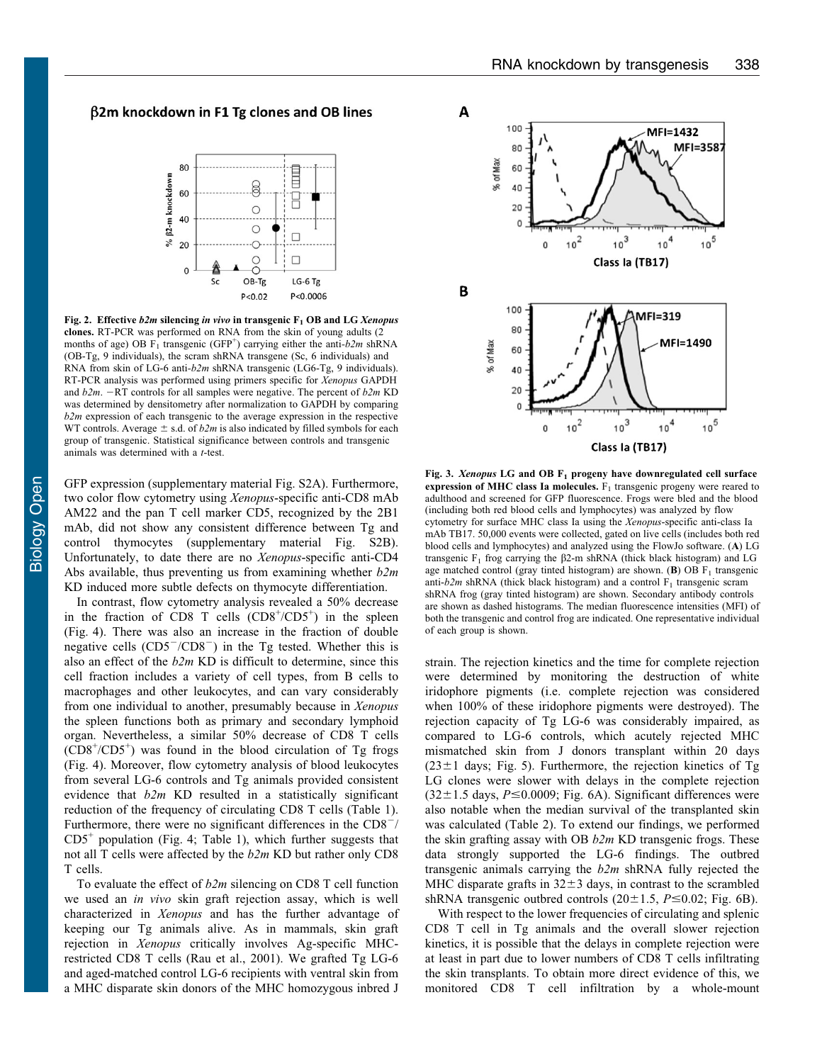**Fig. 2. Effective *b2m* silencing *in vivo* in transgenic $F_1$ OB and LG *Xenopus* clones.** RT-PCR was performed on RNA from the skin of young adults (2 months of age) OB $F_1$ transgenic (GFP$^+$) carrying either the anti-*b2m* shRNA (OB-Tg, 9 individuals), the scram shRNA transgene (Sc, 6 individuals) and RNA from skin of LG-6 anti-*b2m* shRNA transgenic (LG6-Tg, 9 individuals). RT-PCR analysis was performed using primers specific for *Xenopus* GAPDH and *b2m*. −RT controls for all samples were negative. The percent of *b2m* KD was determined by densitometry after normalization to GAPDH by comparing *b2m* expression of each transgenic to the average expression in the respective WT controls. Average ± s.d. of *b2m* is also indicated by filled symbols for each group of transgenic. Statistical significance between controls and transgenic animals was determined with a *t*-test.

GFP expression (supplementary material Fig. S2A). Furthermore, two color flow cytometry using *Xenopus*-specific anti-CD8 mAb AM22 and the pan T cell marker CD5, recognized by the 2B1 mAb, did not show any consistent difference between Tg and control thymocytes (supplementary material Fig. S2B). Unfortunately, to date there are no *Xenopus*-specific anti-CD4 Abs available, thus preventing us from examining whether *b2m* KD induced more subtle defects on thymocyte differentiation.

In contrast, flow cytometry analysis revealed a 50% decrease in the fraction of CD8 T cells (CD8$^+$/CD5$^+$) in the spleen (Fig. 4). There was also an increase in the fraction of double negative cells (CD5$^-$/CD8$^-$) in the Tg tested. Whether this is also an effect of the *b2m* KD is difficult to determine, since this cell fraction includes a variety of cell types, from B cells to macrophages and other leukocytes, and can vary considerably from one individual to another, presumably because in *Xenopus* the spleen functions both as primary and secondary lymphoid organ. Nevertheless, a similar 50% decrease of CD8 T cells (CD8$^+$/CD5$^+$) was found in the blood circulation of Tg frogs (Fig. 4). Moreover, flow cytometry analysis of blood leukocytes from several LG-6 controls and Tg animals provided consistent evidence that *b2m* KD resulted in a statistically significant reduction of the frequency of circulating CD8 T cells (Table 1). Furthermore, there were no significant differences in the CD8$^-$/CD5$^+$ population (Fig. 4; Table 1), which further suggests that not all T cells were affected by the *b2m* KD but rather only CD8 T cells.

To evaluate the effect of *b2m* silencing on CD8 T cell function we used an *in vivo* skin graft rejection assay, which is well characterized in *Xenopus* and has the further advantage of keeping our Tg animals alive. As in mammals, skin graft rejection in *Xenopus* critically involves Ag-specific MHC-restricted CD8 T cells (Rau et al., 2001). We grafted Tg LG-6 and aged-matched control LG-6 recipients with ventral skin from a MHC disparate skin donors of the MHC homozygous inbred J strain. The rejection kinetics and the time for complete rejection were determined by monitoring the destruction of white iridophore pigments (i.e. complete rejection was considered when 100% of these iridophore pigments were destroyed). The rejection capacity of Tg LG-6 was considerably impaired, as compared to LG-6 controls, which acutely rejected MHC mismatched skin from J donors transplant within 20 days (23±1 days; Fig. 5). Furthermore, the rejection kinetics of Tg LG clones were slower with delays in the complete rejection (32±1.5 days, $P \leq 0.0009$; Fig. 6A). Significant differences were also notable when the median survival of the transplanted skin was calculated (Table 2). To extend our findings, we performed the skin grafting assay with OB *b2m* KD transgenic frogs. These data strongly supported the LG-6 findings. The outbred transgenic animals carrying the *b2m* shRNA fully rejected the MHC disparate grafts in 32±3 days, in contrast to the scrambled shRNA transgenic outbred controls (20±1.5, $P \leq 0.02$; Fig. 6B).

With respect to the lower frequencies of circulating and splenic CD8 T cell in Tg animals and the overall slower rejection kinetics, it is possible that the delays in complete rejection were at least in part due to lower numbers of CD8 T cells infiltrating the skin transplants. To obtain more direct evidence of this, we monitored CD8 T cell infiltration by a whole-mount

**Fig. 3. *Xenopus* LG and OB $F_1$ progeny have downregulated cell surface expression of MHC class Ia molecules.** $F_1$ transgenic progeny were reared to adulthood and screened for GFP fluorescence. Frogs were bled and the blood (including both red blood cells and lymphocytes) was analyzed by flow cytometry for surface MHC class Ia using the *Xenopus*-specific anti-class Ia mAb TB17. 50,000 events were collected, gated on live cells (includes both red blood cells and lymphocytes) and analyzed using the FlowJo software. (**A**) LG transgenic $F_1$ frog carrying the β2-m shRNA (thick black histogram) and LG age matched control (gray tinted histogram) are shown. (**B**) OB $F_1$ transgenic anti-*b2m* shRNA (thick black histogram) and a control $F_1$ transgenic scram shRNA frog (gray tinted histogram) are shown. Secondary antibody controls are shown as dashed histograms. The median fluorescence intensities (MFI) of both the transgenic and control frog are indicated. One representative individual of each group is shown.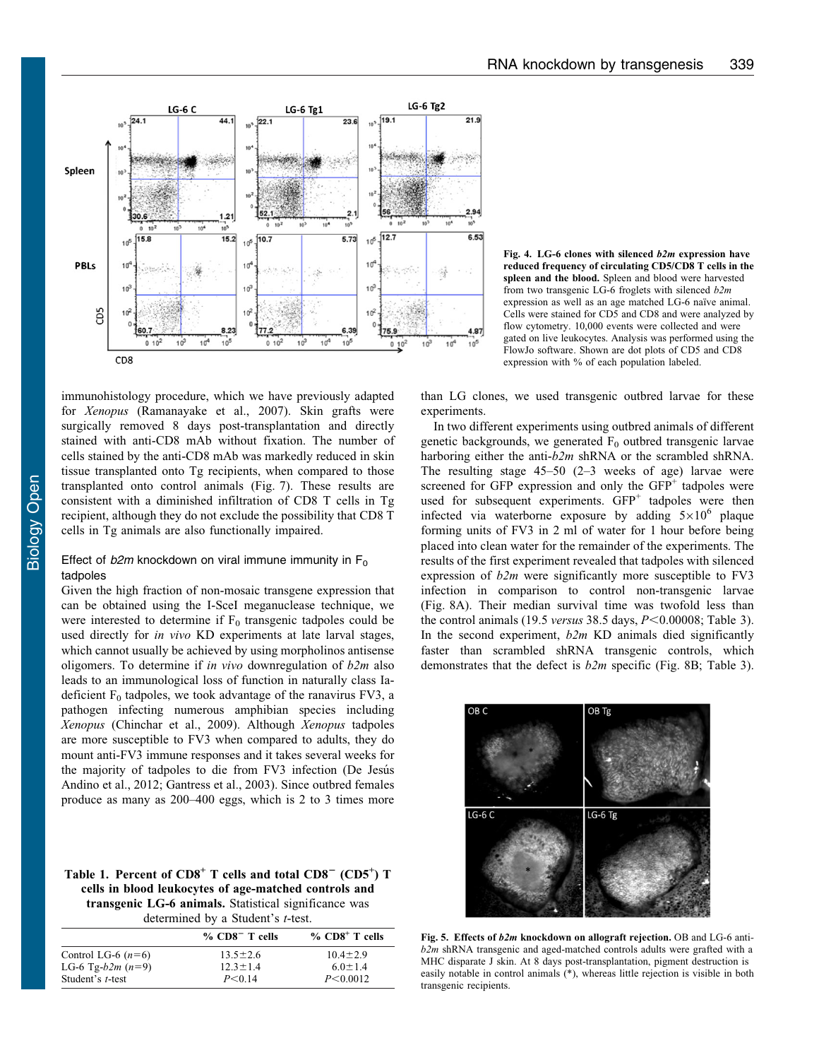Fig. 4. **LG-6 clones with silenced *b2m* expression have reduced frequency of circulating CD5/CD8 T cells in the spleen and the blood.** Spleen and blood were harvested from two transgenic LG-6 froglets with silenced *b2m* expression as well as an age matched LG-6 naïve animal. Cells were stained for CD5 and CD8 and were analyzed by flow cytometry. 10,000 events were collected and were gated on live leukocytes. Analysis was performed using the FlowJo software. Shown are dot plots of CD5 and CD8 expression with % of each population labeled.

immunohistology procedure, which we have previously adapted for *Xenopus* (Ramanayake et al., 2007). Skin grafts were surgically removed 8 days post-transplantation and directly stained with anti-CD8 mAb without fixation. The number of cells stained by the anti-CD8 mAb was markedly reduced in skin tissue transplanted onto Tg recipients, when compared to those transplanted onto control animals (Fig. 7). These results are consistent with a diminished infiltration of CD8 T cells in Tg recipient, although they do not exclude the possibility that CD8 T cells in Tg animals are also functionally impaired.

### Effect of *b2m* knockdown on viral immune immunity in $F_0$ tadpoles

Given the high fraction of non-mosaic transgene expression that can be obtained using the I-SceI meganuclease technique, we were interested to determine if $F_0$ transgenic tadpoles could be used directly for *in vivo* KD experiments at late larval stages, which cannot usually be achieved by using morpholinos antisense oligomers. To determine if *in vivo* downregulation of *b2m* also leads to an immunological loss of function in naturally class Ia-deficient $F_0$ tadpoles, we took advantage of the ranavirus FV3, a pathogen infecting numerous amphibian species including *Xenopus* (Chinchar et al., 2009). Although *Xenopus* tadpoles are more susceptible to FV3 when compared to adults, they do mount anti-FV3 immune responses and it takes several weeks for the majority of tadpoles to die from FV3 infection (De Jesús Andino et al., 2012; Gantress et al., 2003). Since outbred females produce as many as 200–400 eggs, which is 2 to 3 times more than LG clones, we used transgenic outbred larvae for these experiments.

In two different experiments using outbred animals of different genetic backgrounds, we generated $F_0$ outbred transgenic larvae harboring either the anti-*b2m* shRNA or the scrambled shRNA. The resulting stage 45–50 (2–3 weeks of age) larvae were screened for GFP expression and only the $GFP^+$ tadpoles were used for subsequent experiments. $GFP^+$ tadpoles were then infected via waterborne exposure by adding $5 \times 10^6$ plaque forming units of FV3 in 2 ml of water for 1 hour before being placed into clean water for the remainder of the experiments. The results of the first experiment revealed that tadpoles with silenced expression of *b2m* were significantly more susceptible to FV3 infection in comparison to control non-transgenic larvae (Fig. 8A). Their median survival time was twofold less than the control animals (19.5 *versus* 38.5 days, $P<0.00008$; Table 3). In the second experiment, *b2m* KD animals died significantly faster than scrambled shRNA transgenic controls, which demonstrates that the defect is *b2m* specific (Fig. 8B; Table 3).

**Table 1. Percent of $CD8^+$ T cells and total $CD8^-$ ($CD5^+$) T cells in blood leukocytes of age-matched controls and transgenic LG-6 animals.** Statistical significance was determined by a Student's *t*-test.

| | % $CD8^-$ T cells | % $CD8^+$ T cells |
|---|---|---|
| Control LG-6 ($n$=6) | 13.5±2.6 | 10.4±2.9 |
| LG-6 Tg-*b2m* ($n$=9) | 12.3±1.4 | 6.0±1.4 |
| Student's *t*-test | $P<0.14$ | $P<0.0012$ |

**Fig. 5. Effects of *b2m* knockdown on allograft rejection.** OB and LG-6 anti-*b2m* shRNA transgenic and aged-matched controls adults were grafted with a MHC disparate J skin. At 8 days post-transplantation, pigment destruction is easily notable in control animals (*), whereas little rejection is visible in both transgenic recipients.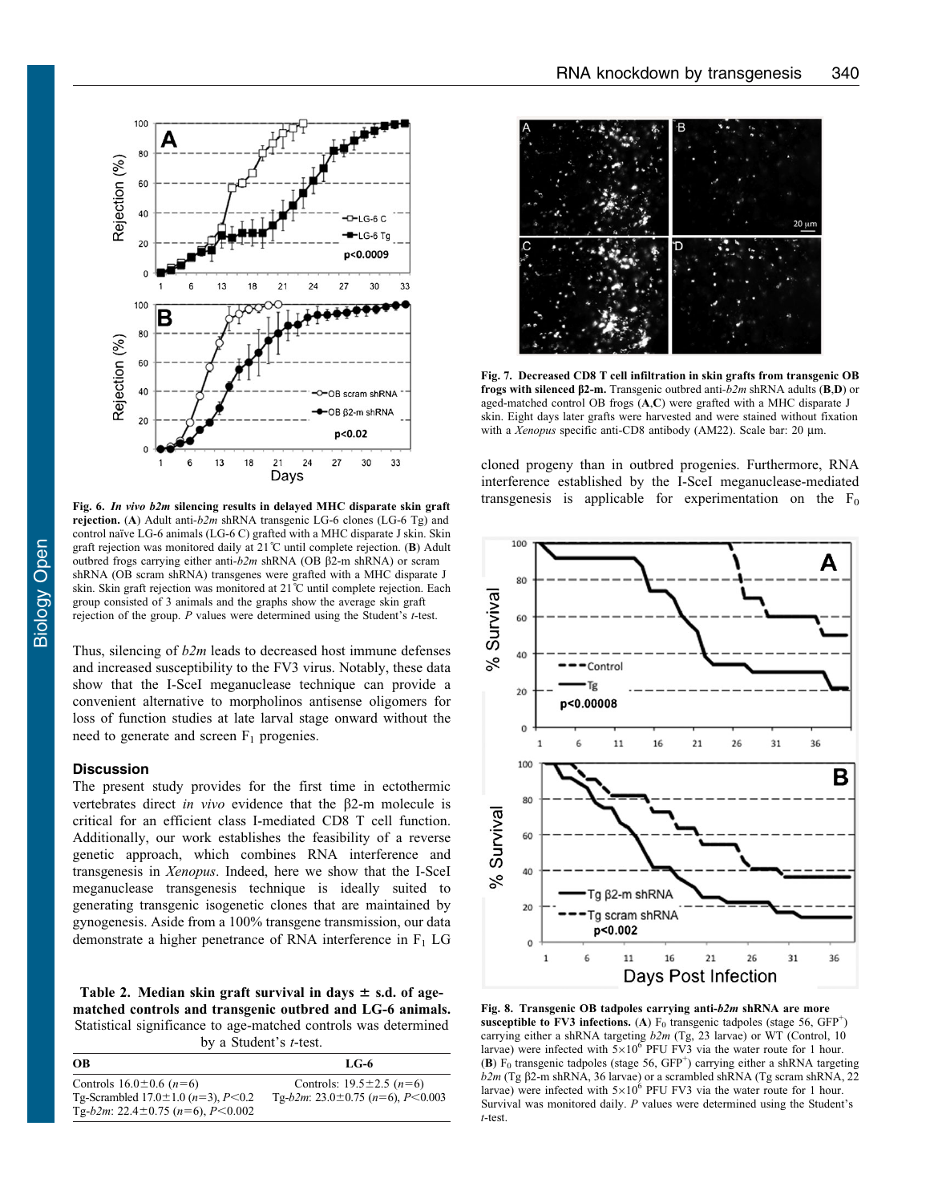Fig. 6. ***In vivo b2m* silencing results in delayed MHC disparate skin graft rejection.** (**A**) Adult anti-*b2m* shRNA transgenic LG-6 clones (LG-6 Tg) and control naïve LG-6 animals (LG-6 C) grafted with a MHC disparate J skin. Skin graft rejection was monitored daily at 21℃ until complete rejection. (**B**) Adult outbred frogs carrying either anti-*b2m* shRNA (OB β2-m shRNA) or scram shRNA (OB scram shRNA) transgenes were grafted with a MHC disparate J skin. Skin graft rejection was monitored at 21℃ until complete rejection. Each group consisted of 3 animals and the graphs show the average skin graft rejection of the group. *P* values were determined using the Student's *t*-test.

Thus, silencing of *b2m* leads to decreased host immune defenses and increased susceptibility to the FV3 virus. Notably, these data show that the I-SceI meganuclease technique can provide a convenient alternative to morpholinos antisense oligomers for loss of function studies at late larval stage onward without the need to generate and screen $F_1$ progenies.

## Discussion

The present study provides for the first time in ectothermic vertebrates direct *in vivo* evidence that the β2-m molecule is critical for an efficient class I-mediated CD8 T cell function. Additionally, our work establishes the feasibility of a reverse genetic approach, which combines RNA interference and transgenesis in *Xenopus*. Indeed, here we show that the I-SceI meganuclease transgenesis technique is ideally suited to generating transgenic isogenetic clones that are maintained by gynogenesis. Aside from a 100% transgene transmission, our data demonstrate a higher penetrance of RNA interference in $F_1$ LG cloned progeny than in outbred progenies. Furthermore, RNA interference established by the I-SceI meganuclease-mediated transgenesis is applicable for experimentation on the $F_0$

**Table 2. Median skin graft survival in days ± s.d. of age-matched controls and transgenic outbred and LG-6 animals.** Statistical significance to age-matched controls was determined by a Student's *t*-test.

| OB | LG-6 |
|---|---|
| Controls 16.0±0.6 ($n$=6) | Controls: 19.5±2.5 ($n$=6) |
| Tg-Scrambled 17.0±1.0 ($n$=3), $P$<0.2 | Tg-*b2m*: 23.0±0.75 ($n$=6), $P$<0.003 |
| Tg-*b2m*: 22.4±0.75 ($n$=6), $P$<0.002 | |

**Fig. 7. Decreased CD8 T cell infiltration in skin grafts from transgenic OB frogs with silenced β2-m.** Transgenic outbred anti-*b2m* shRNA adults (**B**,**D**) or aged-matched control OB frogs (**A**,**C**) were grafted with a MHC disparate J skin. Eight days later grafts were harvested and were stained without fixation with a *Xenopus* specific anti-CD8 antibody (AM22). Scale bar: 20 µm.

**Fig. 8. Transgenic OB tadpoles carrying anti-*b2m* shRNA are more susceptible to FV3 infections.** (**A**) $F_0$ transgenic tadpoles (stage 56, $GFP^+$) carrying either a shRNA targeting *b2m* (Tg, 23 larvae) or WT (Control, 10 larvae) were infected with $5\times10^6$ PFU FV3 via the water route for 1 hour. (**B**) $F_0$ transgenic tadpoles (stage 56, $GFP^+$) carrying either a shRNA targeting *b2m* (Tg β2-m shRNA, 36 larvae) or a scrambled shRNA (Tg scram shRNA, 22 larvae) were infected with $5\times10^6$ PFU FV3 via the water route for 1 hour. Survival was monitored daily. *P* values were determined using the Student's *t*-test.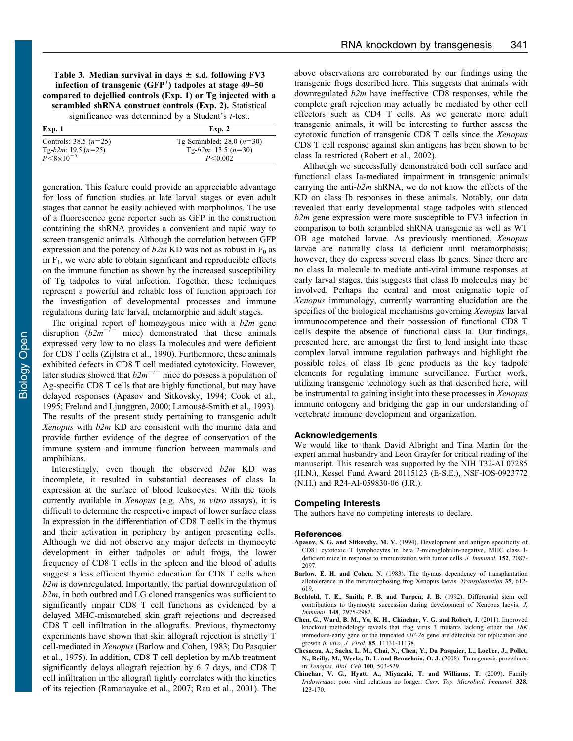**Table 3. Median survival in days ± s.d. following FV3 infection of transgenic ($GFP^+$) tadpoles at stage 49–50 compared to dejellied controls (Exp. 1) or Tg injected with a scrambled shRNA construct controls (Exp. 2).** Statistical significance was determined by a Student's *t*-test.

| Exp. 1 | Exp. 2 |
|---|---|
| Controls: 38.5 ($n$=25) | Tg Scrambled: 28.0 ($n$=30) |
| Tg-*b2m*: 19.5 ($n$=25) | Tg-*b2m*: 13.5 ($n$=30) |
| $P<8\times10^{-5}$ | $P<0.002$ |

generation. This feature could provide an appreciable advantage for loss of function studies at late larval stages or even adult stages that cannot be easily achieved with morpholinos. The use of a fluorescence gene reporter such as GFP in the construction containing the shRNA provides a convenient and rapid way to screen transgenic animals. Although the correlation between GFP expression and the potency of *b2m* KD was not as robust in $F_0$ as in $F_1$, we were able to obtain significant and reproducible effects on the immune function as shown by the increased susceptibility of Tg tadpoles to viral infection. Together, these techniques represent a powerful and reliable loss of function approach for the investigation of developmental processes and immune regulations during late larval, metamorphic and adult stages.

The original report of homozygous mice with a *b2m* gene disruption ($b2m^{-/-}$ mice) demonstrated that these animals expressed very low to no class Ia molecules and were deficient for CD8 T cells (Zijlstra et al., 1990). Furthermore, these animals exhibited defects in CD8 T cell mediated cytotoxicity. However, later studies showed that $b2m^{-/-}$ mice do possess a population of Ag-specific CD8 T cells that are highly functional, but may have delayed responses (Apasov and Sitkovsky, 1994; Cook et al., 1995; Freland and Ljunggren, 2000; Lamousé-Smith et al., 1993). The results of the present study pertaining to transgenic adult *Xenopus* with *b2m* KD are consistent with the murine data and provide further evidence of the degree of conservation of the immune system and immune function between mammals and amphibians.

Interestingly, even though the observed *b2m* KD was incomplete, it resulted in substantial decreases of class Ia expression at the surface of blood leukocytes. With the tools currently available in *Xenopus* (e.g. Abs, *in vitro* assays), it is difficult to determine the respective impact of lower surface class Ia expression in the differentiation of CD8 T cells in the thymus and their activation in periphery by antigen presenting cells. Although we did not observe any major defects in thymocyte development in either tadpoles or adult frogs, the lower frequency of CD8 T cells in the spleen and the blood of adults suggest a less efficient thymic education for CD8 T cells when *b2m* is downregulated. Importantly, the partial downregulation of *b2m*, in both outbred and LG cloned transgenics was sufficient to significantly impair CD8 T cell functions as evidenced by a delayed MHC-mismatched skin graft rejections and decreased CD8 T cell infiltration in the allografts. Previous, thymectomy experiments have shown that skin allograft rejection is strictly T cell-mediated in *Xenopus* (Barlow and Cohen, 1983; Du Pasquier et al., 1975). In addition, CD8 T cell depletion by mAb treatment significantly delays allograft rejection by 6–7 days, and CD8 T cell infiltration in the allograft tightly correlates with the kinetics of its rejection (Ramanayake et al., 2007; Rau et al., 2001). The above observations are corroborated by our findings using the transgenic frogs described here. This suggests that animals with downregulated *b2m* have ineffective CD8 responses, while the complete graft rejection may actually be mediated by other cell effectors such as CD4 T cells. As we generate more adult transgenic animals, it will be interesting to further assess the cytotoxic function of transgenic CD8 T cells since the *Xenopus* CD8 T cell response against skin antigens has been shown to be class Ia restricted (Robert et al., 2002).

Although we successfully demonstrated both cell surface and functional class Ia-mediated impairment in transgenic animals carrying the anti-*b2m* shRNA, we do not know the effects of the KD on class Ib responses in these animals. Notably, our data revealed that early developmental stage tadpoles with silenced *b2m* gene expression were more susceptible to FV3 infection in comparison to both scrambled shRNA transgenic as well as WT OB age matched larvae. As previously mentioned, *Xenopus* larvae are naturally class Ia deficient until metamorphosis; however, they do express several class Ib genes. Since there are no class Ia molecule to mediate anti-viral immune responses at early larval stages, this suggests that class Ib molecules may be involved. Perhaps the central and most enigmatic topic of *Xenopus* immunology, currently warranting elucidation are the specifics of the biological mechanisms governing *Xenopus* larval immunocompetence and their possession of functional CD8 T cells despite the absence of functional class Ia. Our findings, presented here, are amongst the first to lend insight into these complex larval immune regulation pathways and highlight the possible roles of class Ib gene products as the key tadpole elements for regulating immune surveillance. Further work, utilizing transgenic technology such as that described here, will be instrumental to gaining insight into these processes in *Xenopus* immune ontogeny and bridging the gap in our understanding of vertebrate immune development and organization.

## Acknowledgements

We would like to thank David Albright and Tina Martin for the expert animal husbandry and Leon Grayfer for critical reading of the manuscript. This research was supported by the NIH T32-AI 07285 (H.N.), Kessel Fund Award 20115123 (E-S.E.), NSF-IOS-0923772 (N.H.) and R24-AI-059830-06 (J.R.).

## Competing Interests

The authors have no competing interests to declare.

## References

**Apasov, S. G. and Sitkovsky, M. V.** (1994). Development and antigen specificity of CD8+ cytotoxic T lymphocytes in beta 2-microglobulin-negative, MHC class I-deficient mice in response to immunization with tumor cells. *J. Immunol.* **152**, 2087-2097.

**Barlow, E. H. and Cohen, N.** (1983). The thymus dependency of transplantation allotolerance in the metamorphosing frog Xenopus laevis. *Transplantation* **35**, 612-619.

**Bechtold, T. E., Smith, P. B. and Turpen, J. B.** (1992). Differential stem cell contributions to thymocyte succession during development of Xenopus laevis. *J. Immunol.* **148**, 2975-2982.

**Chen, G., Ward, B. M., Yu, K. H., Chinchar, V. G. and Robert, J.** (2011). Improved knockout methodology reveals that frog virus 3 mutants lacking either the *18K* immediate-early gene or the truncated *vIF-2α* gene are defective for replication and growth *in vivo*. *J. Virol.* **85**, 11131-11138.

**Chesneau, A., Sachs, L. M., Chai, N., Chen, Y., Du Pasquier, L., Loeber, J., Pollet, N., Reilly, M., Weeks, D. L. and Bronchain, O. J.** (2008). Transgenesis procedures in *Xenopus*. *Biol. Cell* **100**, 503-529.

**Chinchar, V. G., Hyatt, A., Miyazaki, T. and Williams, T.** (2009). Family *Iridoviridae*: poor viral relations no longer. *Curr. Top. Microbiol. Immunol.* **328**, 123-170.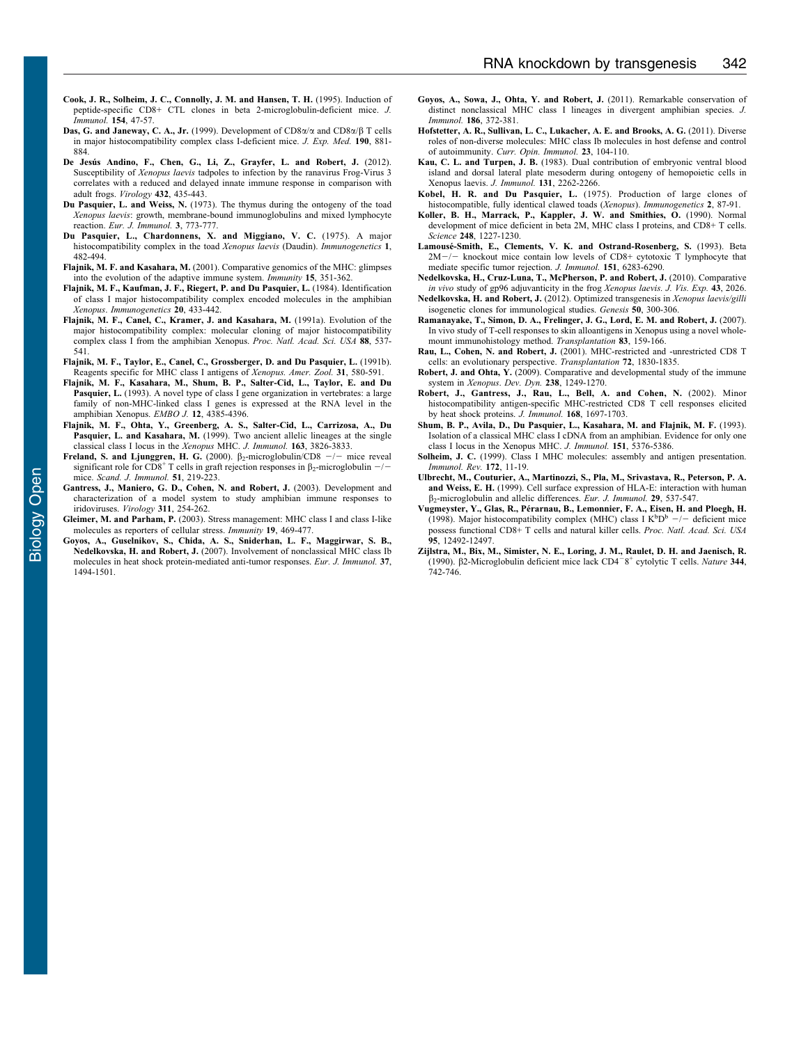**Cook, J. R., Solheim, J. C., Connolly, J. M. and Hansen, T. H.** (1995). Induction of peptide-specific CD8+ CTL clones in beta 2-microglobulin-deficient mice. *J. Immunol.* **154**, 47-57.

**Das, G. and Janeway, C. A., Jr.** (1999). Development of CD8α/α and CD8α/β T cells in major histocompatibility complex class I-deficient mice. *J. Exp. Med.* **190**, 881-884.

**De Jesús Andino, F., Chen, G., Li, Z., Grayfer, L. and Robert, J.** (2012). Susceptibility of *Xenopus laevis* tadpoles to infection by the ranavirus Frog-Virus 3 correlates with a reduced and delayed innate immune response in comparison with adult frogs. *Virology* **432**, 435-443.

**Du Pasquier, L. and Weiss, N.** (1973). The thymus during the ontogeny of the toad *Xenopus laevis*: growth, membrane-bound immunoglobulins and mixed lymphocyte reaction. *Eur. J. Immunol.* **3**, 773-777.

**Du Pasquier, L., Chardonnens, X. and Miggiano, V. C.** (1975). A major histocompatibility complex in the toad *Xenopus laevis* (Daudin). *Immunogenetics* **1**, 482-494.

**Flajnik, M. F. and Kasahara, M.** (2001). Comparative genomics of the MHC: glimpses into the evolution of the adaptive immune system. *Immunity* **15**, 351-362.

**Flajnik, M. F., Kaufman, J. F., Riegert, P. and Du Pasquier, L.** (1984). Identification of class I major histocompatibility complex encoded molecules in the amphibian *Xenopus*. *Immunogenetics* **20**, 433-442.

**Flajnik, M. F., Canel, C., Kramer, J. and Kasahara, M.** (1991a). Evolution of the major histocompatibility complex: molecular cloning of major histocompatibility complex class I from the amphibian Xenopus. *Proc. Natl. Acad. Sci. USA* **88**, 537-541.

**Flajnik, M. F., Taylor, E., Canel, C., Grossberger, D. and Du Pasquier, L.** (1991b). Reagents specific for MHC class I antigens of *Xenopus*. *Amer. Zool.* **31**, 580-591.

**Flajnik, M. F., Kasahara, M., Shum, B. P., Salter-Cid, L., Taylor, E. and Du Pasquier, L.** (1993). A novel type of class I gene organization in vertebrates: a large family of non-MHC-linked class I genes is expressed at the RNA level in the amphibian Xenopus. *EMBO J.* **12**, 4385-4396.

**Flajnik, M. F., Ohta, Y., Greenberg, A. S., Salter-Cid, L., Carrizosa, A., Du Pasquier, L. and Kasahara, M.** (1999). Two ancient allelic lineages at the single classical class I locus in the *Xenopus* MHC. *J. Immunol.* **163**, 3826-3833.

**Freland, S. and Ljunggren, H. G.** (2000). $\beta_2$-microglobulin/CD8 −/− mice reveal significant role for CD8$^+$ T cells in graft rejection responses in $\beta_2$-microglobulin −/− mice. *Scand. J. Immunol.* **51**, 219-223.

**Gantress, J., Maniero, G. D., Cohen, N. and Robert, J.** (2003). Development and characterization of a model system to study amphibian immune responses to iridoviruses. *Virology* **311**, 254-262.

**Gleimer, M. and Parham, P.** (2003). Stress management: MHC class I and class I-like molecules as reporters of cellular stress. *Immunity* **19**, 469-477.

**Goyos, A., Guselnikov, S., Chida, A. S., Sniderhan, L. F., Maggirwar, S. B., Nedelkovska, H. and Robert, J.** (2007). Involvement of nonclassical MHC class Ib molecules in heat shock protein-mediated anti-tumor responses. *Eur. J. Immunol.* **37**, 1494-1501.

**Goyos, A., Sowa, J., Ohta, Y. and Robert, J.** (2011). Remarkable conservation of distinct nonclassical MHC class I lineages in divergent amphibian species. *J. Immunol.* **186**, 372-381.

**Hofstetter, A. R., Sullivan, L. C., Lukacher, A. E. and Brooks, A. G.** (2011). Diverse roles of non-diverse molecules: MHC class Ib molecules in host defense and control of autoimmunity. *Curr. Opin. Immunol.* **23**, 104-110.

**Kau, C. L. and Turpen, J. B.** (1983). Dual contribution of embryonic ventral blood island and dorsal lateral plate mesoderm during ontogeny of hemopoietic cells in Xenopus laevis. *J. Immunol.* **131**, 2262-2266.

**Kobel, H. R. and Du Pasquier, L.** (1975). Production of large clones of histocompatible, fully identical clawed toads (*Xenopus*). *Immunogenetics* **2**, 87-91.

**Koller, B. H., Marrack, P., Kappler, J. W. and Smithies, O.** (1990). Normal development of mice deficient in beta 2M, MHC class I proteins, and CD8+ T cells. *Science* **248**, 1227-1230.

**Lamousé-Smith, E., Clements, V. K. and Ostrand-Rosenberg, S.** (1993). Beta 2M−/− knockout mice contain low levels of CD8+ cytotoxic T lymphocyte that mediate specific tumor rejection. *J. Immunol.* **151**, 6283-6290.

**Nedelkovska, H., Cruz-Luna, T., McPherson, P. and Robert, J.** (2010). Comparative *in vivo* study of gp96 adjuvanticity in the frog *Xenopus laevis*. *J. Vis. Exp.* **43**, 2026.

**Nedelkovska, H. and Robert, J.** (2012). Optimized transgenesis in *Xenopus laevis/gilli* isogenetic clones for immunological studies. *Genesis* **50**, 300-306.

**Ramanayake, T., Simon, D. A., Frelinger, J. G., Lord, E. M. and Robert, J.** (2007). In vivo study of T-cell responses to skin alloantigens in Xenopus using a novel whole-mount immunohistology method. *Transplantation* **83**, 159-166.

**Rau, L., Cohen, N. and Robert, J.** (2001). MHC-restricted and -unrestricted CD8 T cells: an evolutionary perspective. *Transplantation* **72**, 1830-1835.

**Robert, J. and Ohta, Y.** (2009). Comparative and developmental study of the immune system in *Xenopus*. *Dev. Dyn.* **238**, 1249-1270.

**Robert, J., Gantress, J., Rau, L., Bell, A. and Cohen, N.** (2002). Minor histocompatibility antigen-specific MHC-restricted CD8 T cell responses elicited by heat shock proteins. *J. Immunol.* **168**, 1697-1703.

**Shum, B. P., Avila, D., Du Pasquier, L., Kasahara, M. and Flajnik, M. F.** (1993). Isolation of a classical MHC class I cDNA from an amphibian. Evidence for only one class I locus in the Xenopus MHC. *J. Immunol.* **151**, 5376-5386.

**Solheim, J. C.** (1999). Class I MHC molecules: assembly and antigen presentation. *Immunol. Rev.* **172**, 11-19.

**Ulbrecht, M., Couturier, A., Martinozzi, S., Pla, M., Srivastava, R., Peterson, P. A. and Weiss, E. H.** (1999). Cell surface expression of HLA-E: interaction with human $\beta_2$-microglobulin and allelic differences. *Eur. J. Immunol.* **29**, 537-547.

**Vugmeyster, Y., Glas, R., Pérarnau, B., Lemonnier, F. A., Eisen, H. and Ploegh, H.** (1998). Major histocompatibility complex (MHC) class I $K^bD^b$ −/− deficient mice possess functional CD8+ T cells and natural killer cells. *Proc. Natl. Acad. Sci. USA* **95**, 12492-12497.

**Zijlstra, M., Bix, M., Simister, N. E., Loring, J. M., Raulet, D. H. and Jaenisch, R.** (1990). β2-Microglobulin deficient mice lack $CD4^{-}8^{+}$ cytolytic T cells. *Nature* **344**, 742-746.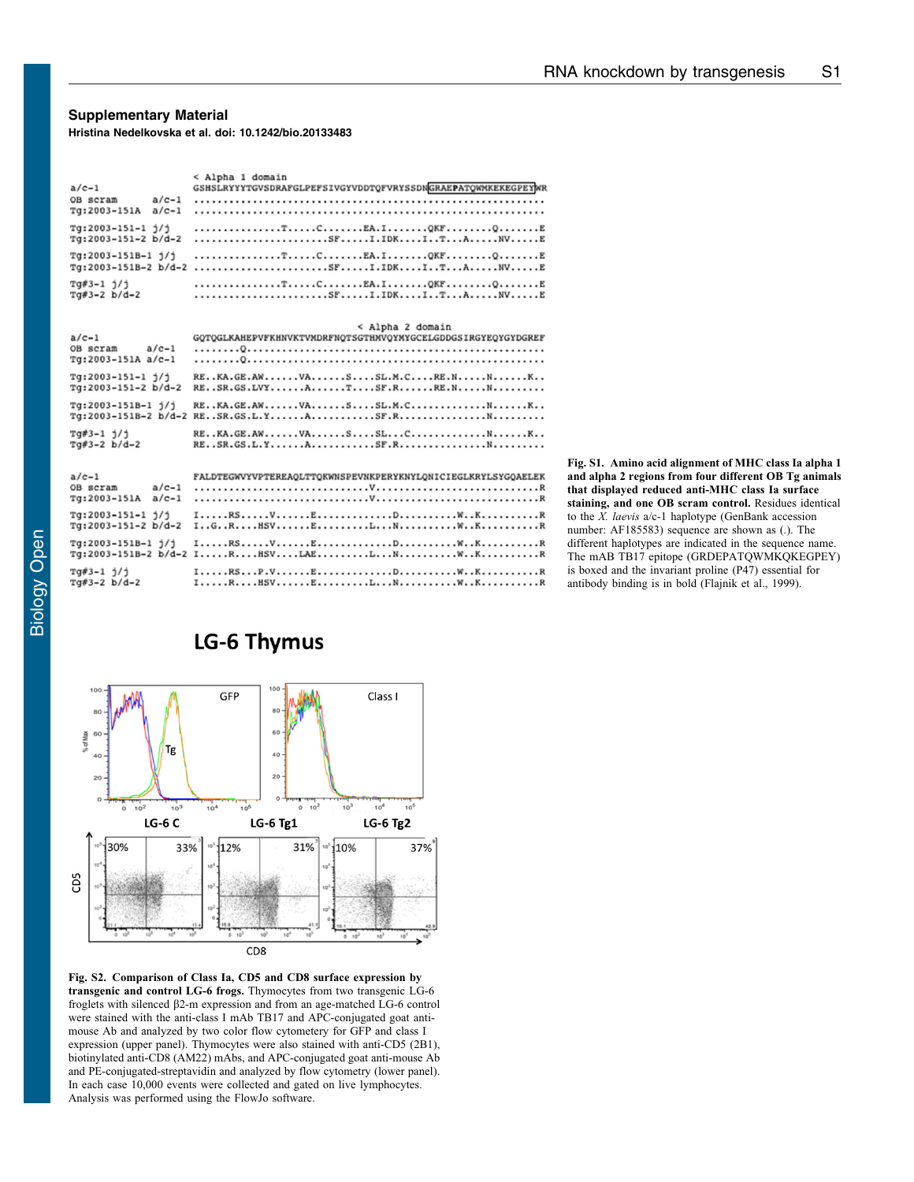## Supplementary Material

**Hristina Nedelkovska et al. doi: 10.1242/bio.20133483**

```
                          < Alpha 1 domain
a/c-1                     GSHSLRYYYTGVSDRAFGLPEFSIVGYVDDTQFVRYSSDNGRAEPATQWMKEKEGPEYWR
OB scram        a/c-1     ............................................................
Tg:2003-151A    a/c-1     ............................................................

Tg:2003-151-1 j/j         ...............T.....C.......EA.I.......QKF........Q.......E
Tg:2003-151-2 b/d-2       ......................SF.....I.IDK....I..T...A.....NV.....E

Tg:2003-151B-1 j/j        ...............T.....C.......EA.I.......QKF........Q.......E
Tg:2003-151B-2 b/d-2      ......................SF.....I.IDK....I..T...A.....NV.....E

Tg#3-1 j/j                ...............T.....C.......EA.I.......QKF........Q.......E
Tg#3-2 b/d-2              ......................SF.....I.IDK....I..T...A.....NV.....E

                                                    < Alpha 2 domain
a/c-1                     GQTQGLKAHEPVFKHNVKTVMDRFNQTSGTHMVQYMYGCELGDDGSIRGYEQYGYDGREF
OB scram        a/c-1     ........Q...................................................
Tg:2003-151A a/c-1        ........Q...................................................

Tg:2003-151-1 j/j         RE..KA.GE.AW......VA......S....SL.M.C....RE.N.....N......K..
Tg:2003-151-2 b/d-2       RE..SR.GS.LVY......A......T....SF.R......RE.N.....N.........

Tg:2003-151B-1 j/j        RE..KA.GE.AW......VA......S....SL.M.C.............N......K..
Tg:2003-151B-2 b/d-2      RE..SR.GS.L.Y......A...........SF.R...............N.........

Tg#3-1 j/j                RE..KA.GE.AW......VA......S....SL...C.............N......K..
Tg#3-2 b/d-2              RE..SR.GS.L.Y......A...........SF.R...............N.........

a/c-1                     FALDTEGWVYVPTEREAQLTTQKWNSPEVNKPERYKNYLQNICIEGLKRYLSYGQAELEK
OB scram        a/c-1     ............................V...............................R
Tg:2003-151A    a/c-1     ............................V...............................R

Tg:2003-151-1 j/j         I.....RS.....V......E.............D..........W..K..........R
Tg:2003-151-2 b/d-2       I..G..R....HSV......E.........L...N..........W..K..........R

Tg:2003-151B-1 j/j        I.....RS.....V......E.............D..........W..K..........R
Tg:2003-151B-2 b/d-2      I.....R....HSV....LAE.........L...N..........W..K..........R

Tg#3-1 j/j                I.....RS...P.V......E.............D..........W..K..........R
Tg#3-2 b/d-2              I.....R....HSV......E.........L...N..........W..K..........R
```

**Fig. S1. Amino acid alignment of MHC class Ia alpha 1 and alpha 2 regions from four different OB Tg animals that displayed reduced anti-MHC class Ia surface staining, and one OB scram control.** Residues identical to the *X. laevis* a/c-1 haplotype (GenBank accession number: AF185583) sequence are shown as (.). The different haplotypes are indicated in the sequence name. The mAB TB17 epitope (GRDEPATQWMKQKEGPEY) is boxed and the invariant proline (P47) essential for antibody binding is in bold (Flajnik et al., 1999).

LG-6 Thymus

GFP
Tg
Class I
% of Max
LG-6 C
LG-6 Tg1
LG-6 Tg2
30%
33%
12%
31%
10%
37%
CD5
CD8

**Fig. S2. Comparison of Class Ia, CD5 and CD8 surface expression by transgenic and control LG-6 frogs.** Thymocytes from two transgenic LG-6 froglets with silenced β2-m expression and from an age-matched LG-6 control were stained with the anti-class I mAb TB17 and APC-conjugated goat anti-mouse Ab and analyzed by two color flow cytometery for GFP and class I expression (upper panel). Thymocytes were also stained with anti-CD5 (2B1), biotinylated anti-CD8 (AM22) mAbs, and APC-conjugated goat anti-mouse Ab and PE-conjugated-streptavidin and analyzed by flow cytometry (lower panel). In each case 10,000 events were collected and gated on live lymphocytes. Analysis was performed using the FlowJo software.